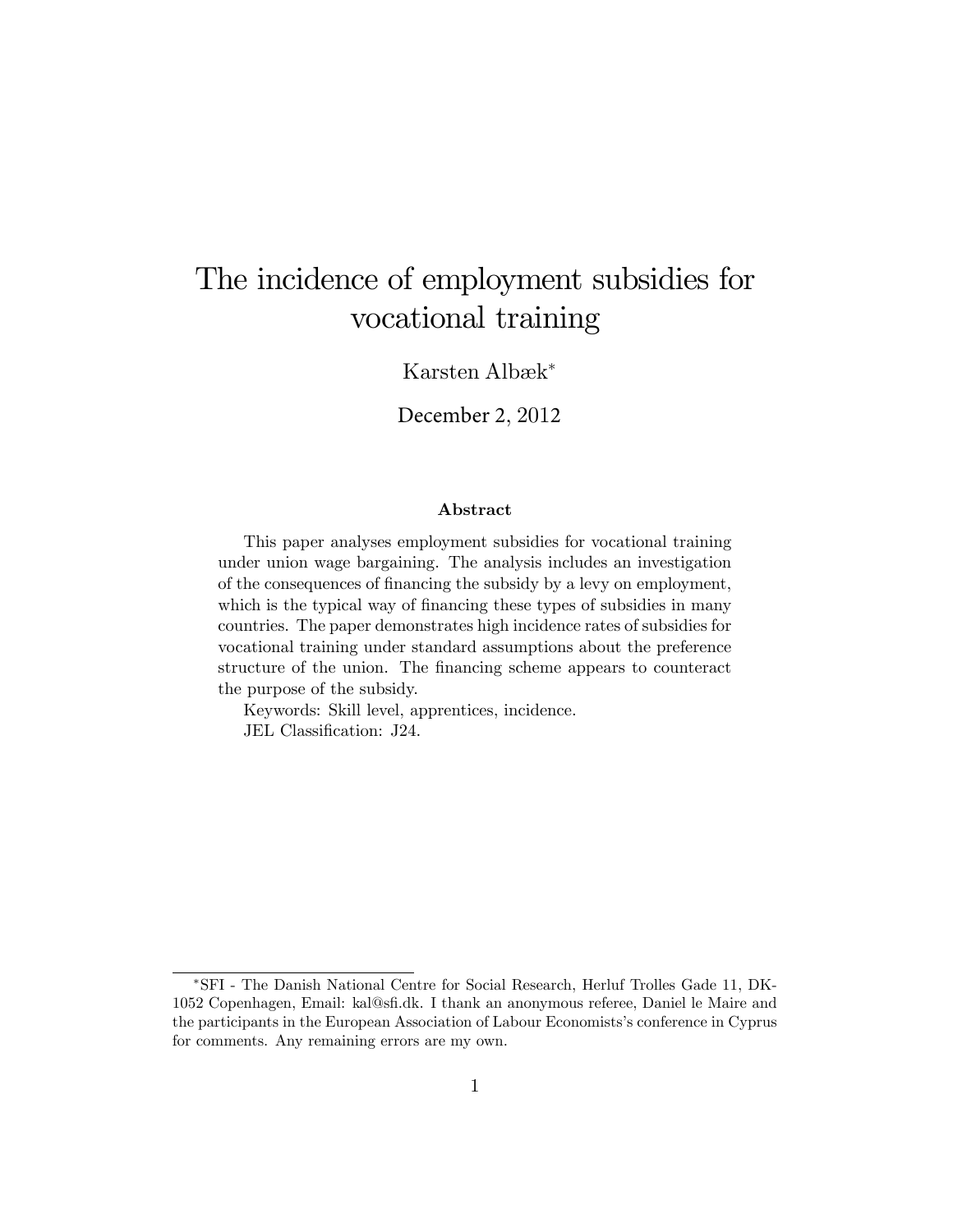# The incidence of employment subsidies for vocational training

Karsten Albæk[*]

December 2, 2012

### Abstract

This paper analyses employment subsidies for vocational training under union wage bargaining. The analysis includes an investigation of the consequences of financing the subsidy by a levy on employment, which is the typical way of financing these types of subsidies in many countries. The paper demonstrates high incidence rates of subsidies for vocational training under standard assumptions about the preference structure of the union. The financing scheme appears to counteract the purpose of the subsidy.

Keywords: Skill level, apprentices, incidence.

JEL Classification: J24.

---

[*] SFI - The Danish National Centre for Social Research, Herluf Trolles Gade 11, DK-1052 Copenhagen, Email: kal@sfi.dk. I thank an anonymous referee, Daniel le Maire and the participants in the European Association of Labour Economists's conference in Cyprus for comments. Any remaining errors are my own.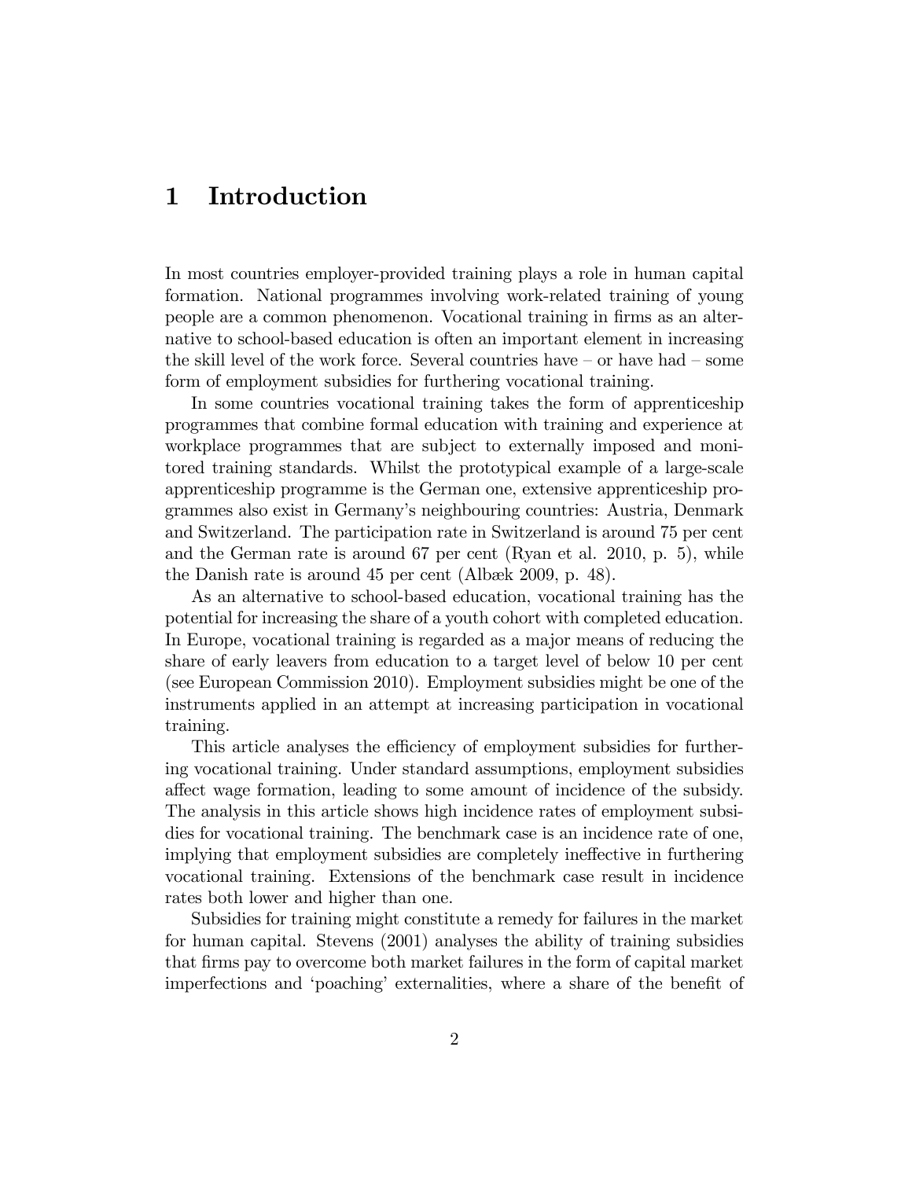# 1 Introduction

In most countries employer-provided training plays a role in human capital formation. National programmes involving work-related training of young people are a common phenomenon. Vocational training in firms as an alternative to school-based education is often an important element in increasing the skill level of the work force. Several countries have – or have had – some form of employment subsidies for furthering vocational training.

In some countries vocational training takes the form of apprenticeship programmes that combine formal education with training and experience at workplace programmes that are subject to externally imposed and monitored training standards. Whilst the prototypical example of a large-scale apprenticeship programme is the German one, extensive apprenticeship programmes also exist in Germany's neighbouring countries: Austria, Denmark and Switzerland. The participation rate in Switzerland is around 75 per cent and the German rate is around 67 per cent (Ryan et al. 2010, p. 5), while the Danish rate is around 45 per cent (Albæk 2009, p. 48).

As an alternative to school-based education, vocational training has the potential for increasing the share of a youth cohort with completed education. In Europe, vocational training is regarded as a major means of reducing the share of early leavers from education to a target level of below 10 per cent (see European Commission 2010). Employment subsidies might be one of the instruments applied in an attempt at increasing participation in vocational training.

This article analyses the efficiency of employment subsidies for furthering vocational training. Under standard assumptions, employment subsidies affect wage formation, leading to some amount of incidence of the subsidy. The analysis in this article shows high incidence rates of employment subsidies for vocational training. The benchmark case is an incidence rate of one, implying that employment subsidies are completely ineffective in furthering vocational training. Extensions of the benchmark case result in incidence rates both lower and higher than one.

Subsidies for training might constitute a remedy for failures in the market for human capital. Stevens (2001) analyses the ability of training subsidies that firms pay to overcome both market failures in the form of capital market imperfections and 'poaching' externalities, where a share of the benefit of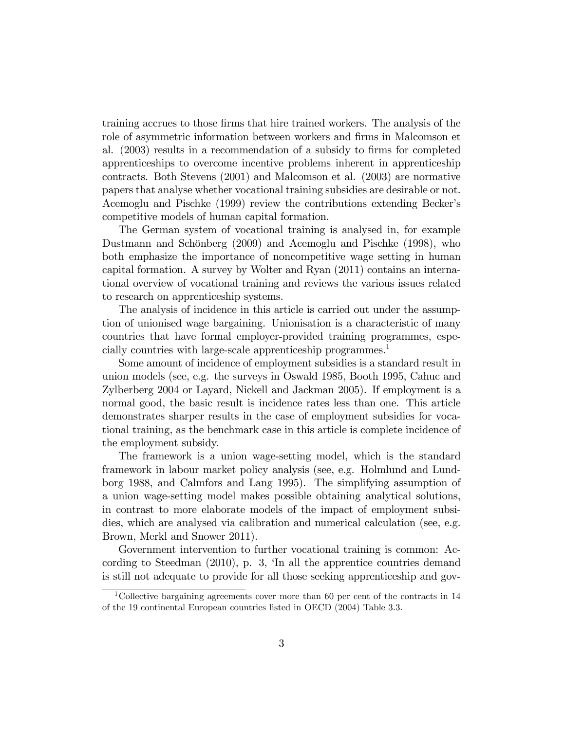training accrues to those firms that hire trained workers. The analysis of the role of asymmetric information between workers and firms in Malcomson et al. (2003) results in a recommendation of a subsidy to firms for completed apprenticeships to overcome incentive problems inherent in apprenticeship contracts. Both Stevens (2001) and Malcomson et al. (2003) are normative papers that analyse whether vocational training subsidies are desirable or not. Acemoglu and Pischke (1999) review the contributions extending Becker's competitive models of human capital formation.

The German system of vocational training is analysed in, for example Dustmann and Schönberg (2009) and Acemoglu and Pischke (1998), who both emphasize the importance of noncompetitive wage setting in human capital formation. A survey by Wolter and Ryan (2011) contains an international overview of vocational training and reviews the various issues related to research on apprenticeship systems.

The analysis of incidence in this article is carried out under the assumption of unionised wage bargaining. Unionisation is a characteristic of many countries that have formal employer-provided training programmes, especially countries with large-scale apprenticeship programmes.[1]

Some amount of incidence of employment subsidies is a standard result in union models (see, e.g. the surveys in Oswald 1985, Booth 1995, Cahuc and Zylberberg 2004 or Layard, Nickell and Jackman 2005). If employment is a normal good, the basic result is incidence rates less than one. This article demonstrates sharper results in the case of employment subsidies for vocational training, as the benchmark case in this article is complete incidence of the employment subsidy.

The framework is a union wage-setting model, which is the standard framework in labour market policy analysis (see, e.g. Holmlund and Lundborg 1988, and Calmfors and Lang 1995). The simplifying assumption of a union wage-setting model makes possible obtaining analytical solutions, in contrast to more elaborate models of the impact of employment subsidies, which are analysed via calibration and numerical calculation (see, e.g. Brown, Merkl and Snower 2011).

Government intervention to further vocational training is common: According to Steedman (2010), p. 3, 'In all the apprentice countries demand is still not adequate to provide for all those seeking apprenticeship and gov-

[1] Collective bargaining agreements cover more than 60 per cent of the contracts in 14 of the 19 continental European countries listed in OECD (2004) Table 3.3.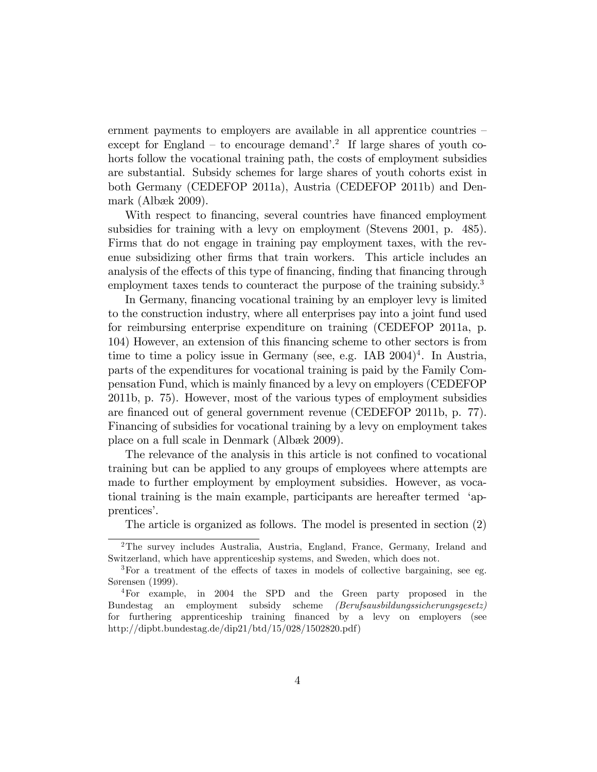ernment payments to employers are available in all apprentice countries – except for England – to encourage demand'.[2] If large shares of youth cohorts follow the vocational training path, the costs of employment subsidies are substantial. Subsidy schemes for large shares of youth cohorts exist in both Germany (CEDEFOP 2011a), Austria (CEDEFOP 2011b) and Denmark (Albæk 2009).

With respect to financing, several countries have financed employment subsidies for training with a levy on employment (Stevens 2001, p. 485). Firms that do not engage in training pay employment taxes, with the revenue subsidizing other firms that train workers. This article includes an analysis of the effects of this type of financing, finding that financing through employment taxes tends to counteract the purpose of the training subsidy.[3]

In Germany, financing vocational training by an employer levy is limited to the construction industry, where all enterprises pay into a joint fund used for reimbursing enterprise expenditure on training (CEDEFOP 2011a, p. 104) However, an extension of this financing scheme to other sectors is from time to time a policy issue in Germany (see, e.g. IAB 2004)[4]. In Austria, parts of the expenditures for vocational training is paid by the Family Compensation Fund, which is mainly financed by a levy on employers (CEDEFOP 2011b, p. 75). However, most of the various types of employment subsidies are financed out of general government revenue (CEDEFOP 2011b, p. 77). Financing of subsidies for vocational training by a levy on employment takes place on a full scale in Denmark (Albæk 2009).

The relevance of the analysis in this article is not confined to vocational training but can be applied to any groups of employees where attempts are made to further employment by employment subsidies. However, as vocational training is the main example, participants are hereafter termed 'apprentices'.

The article is organized as follows. The model is presented in section (2)

---

[2] The survey includes Australia, Austria, England, France, Germany, Ireland and Switzerland, which have apprenticeship systems, and Sweden, which does not.

[3] For a treatment of the effects of taxes in models of collective bargaining, see eg. Sørensen (1999).

[4] For example, in 2004 the SPD and the Green party proposed in the Bundestag an employment subsidy scheme *(Berufsausbildungssicherungsgesetz)* for furthering apprenticeship training financed by a levy on employers (see http://dipbt.bundestag.de/dip21/btd/15/028/1502820.pdf)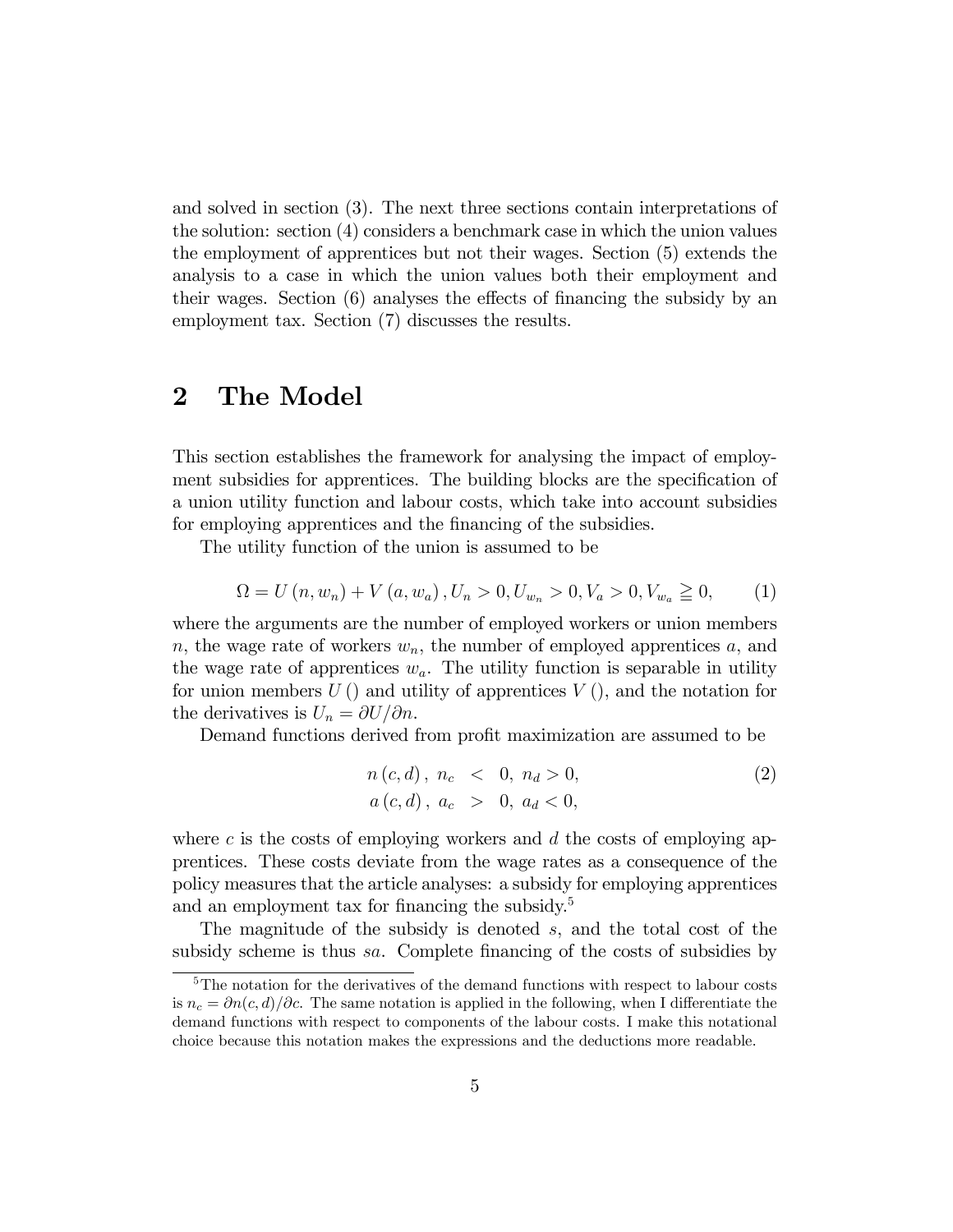and solved in section (3). The next three sections contain interpretations of the solution: section (4) considers a benchmark case in which the union values the employment of apprentices but not their wages. Section (5) extends the analysis to a case in which the union values both their employment and their wages. Section (6) analyses the effects of financing the subsidy by an employment tax. Section (7) discusses the results.

## 2 The Model

This section establishes the framework for analysing the impact of employment subsidies for apprentices. The building blocks are the specification of a union utility function and labour costs, which take into account subsidies for employing apprentices and the financing of the subsidies.

The utility function of the union is assumed to be

$$\Omega = U(n, w_n) + V(a, w_a), U_n > 0, U_{w_n} > 0, V_a > 0, V_{w_a} \gtreqqless 0, \tag{1}$$

where the arguments are the number of employed workers or union members $n$, the wage rate of workers $w_n$, the number of employed apprentices $a$, and the wage rate of apprentices $w_a$. The utility function is separable in utility for union members $U()$ and utility of apprentices $V()$, and the notation for the derivatives is $U_n = \partial U / \partial n$.

Demand functions derived from profit maximization are assumed to be

$$\begin{aligned} n(c, d), \; n_c &< 0, \; n_d > 0, \\ a(c, d), \; a_c &> 0, \; a_d < 0, \end{aligned} \tag{2}$$

where $c$ is the costs of employing workers and $d$ the costs of employing apprentices. These costs deviate from the wage rates as a consequence of the policy measures that the article analyses: a subsidy for employing apprentices and an employment tax for financing the subsidy.[5]

The magnitude of the subsidy is denoted $s$, and the total cost of the subsidy scheme is thus $sa$. Complete financing of the costs of subsidies by

[5] The notation for the derivatives of the demand functions with respect to labour costs is $n_c = \partial n(c, d) / \partial c$. The same notation is applied in the following, when I differentiate the demand functions with respect to components of the labour costs. I make this notational choice because this notation makes the expressions and the deductions more readable.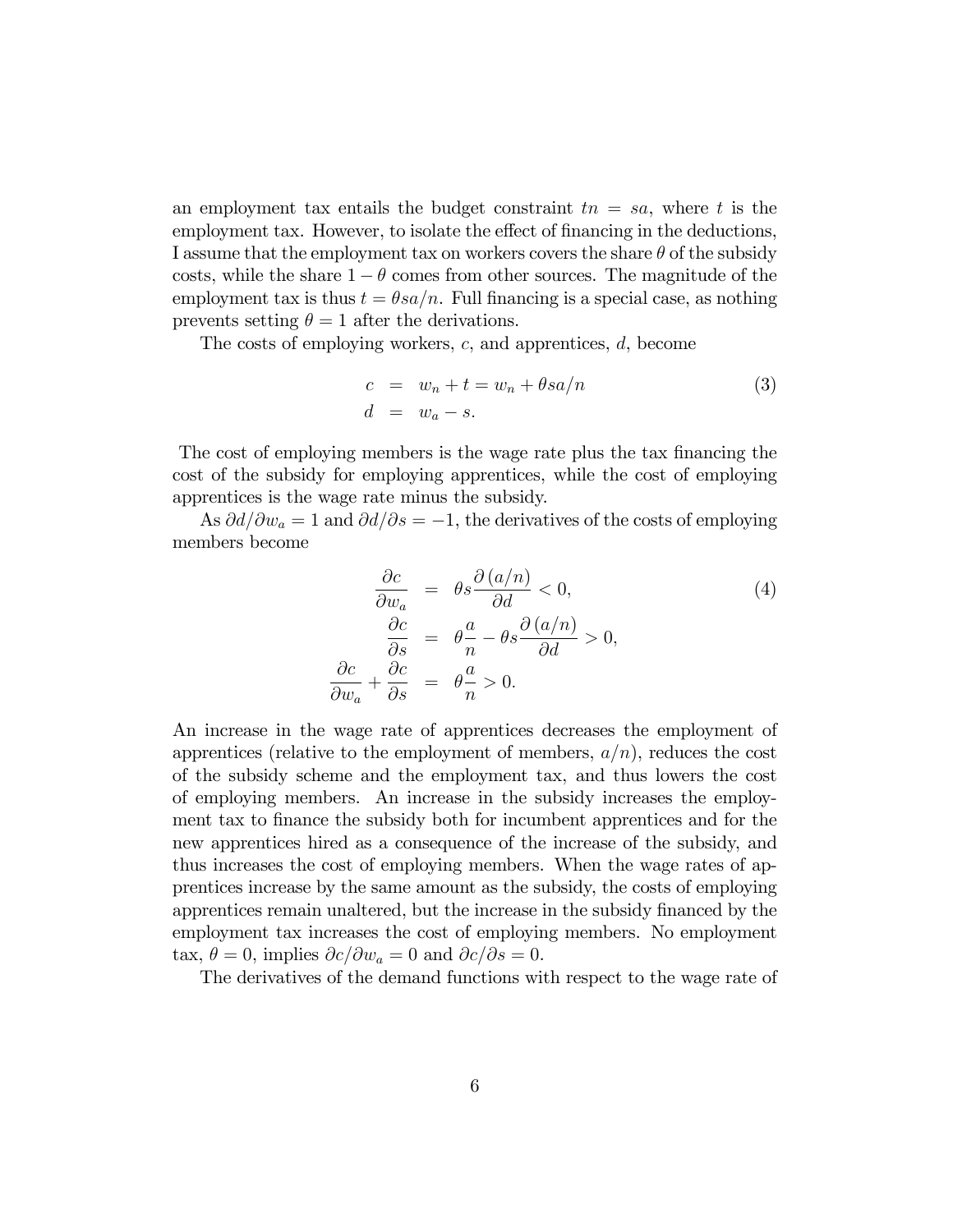an employment tax entails the budget constraint $tn = sa$, where $t$ is the employment tax. However, to isolate the effect of financing in the deductions, I assume that the employment tax on workers covers the share $\theta$ of the subsidy costs, while the share $1 - \theta$ comes from other sources. The magnitude of the employment tax is thus $t = \theta sa/n$. Full financing is a special case, as nothing prevents setting $\theta = 1$ after the derivations.

The costs of employing workers, $c$, and apprentices, $d$, become

$$
\begin{aligned}
c &= w_n + t = w_n + \theta sa/n \\
d &= w_a - s.
\end{aligned} \tag{3}
$$

The cost of employing members is the wage rate plus the tax financing the cost of the subsidy for employing apprentices, while the cost of employing apprentices is the wage rate minus the subsidy.

As $\partial d/\partial w_a = 1$ and $\partial d/\partial s = -1$, the derivatives of the costs of employing members become

$$
\begin{aligned}
\frac{\partial c}{\partial w_a} &= \theta s \frac{\partial (a/n)}{\partial d} < 0, \\
\frac{\partial c}{\partial s} &= \theta \frac{a}{n} - \theta s \frac{\partial (a/n)}{\partial d} > 0, \\
\frac{\partial c}{\partial w_a} + \frac{\partial c}{\partial s} &= \theta \frac{a}{n} > 0.
\end{aligned} \tag{4}
$$

An increase in the wage rate of apprentices decreases the employment of apprentices (relative to the employment of members, $a/n$), reduces the cost of the subsidy scheme and the employment tax, and thus lowers the cost of employing members. An increase in the subsidy increases the employment tax to finance the subsidy both for incumbent apprentices and for the new apprentices hired as a consequence of the increase of the subsidy, and thus increases the cost of employing members. When the wage rates of apprentices increase by the same amount as the subsidy, the costs of employing apprentices remain unaltered, but the increase in the subsidy financed by the employment tax increases the cost of employing members. No employment tax, $\theta = 0$, implies $\partial c/\partial w_a = 0$ and $\partial c/\partial s = 0$.

The derivatives of the demand functions with respect to the wage rate of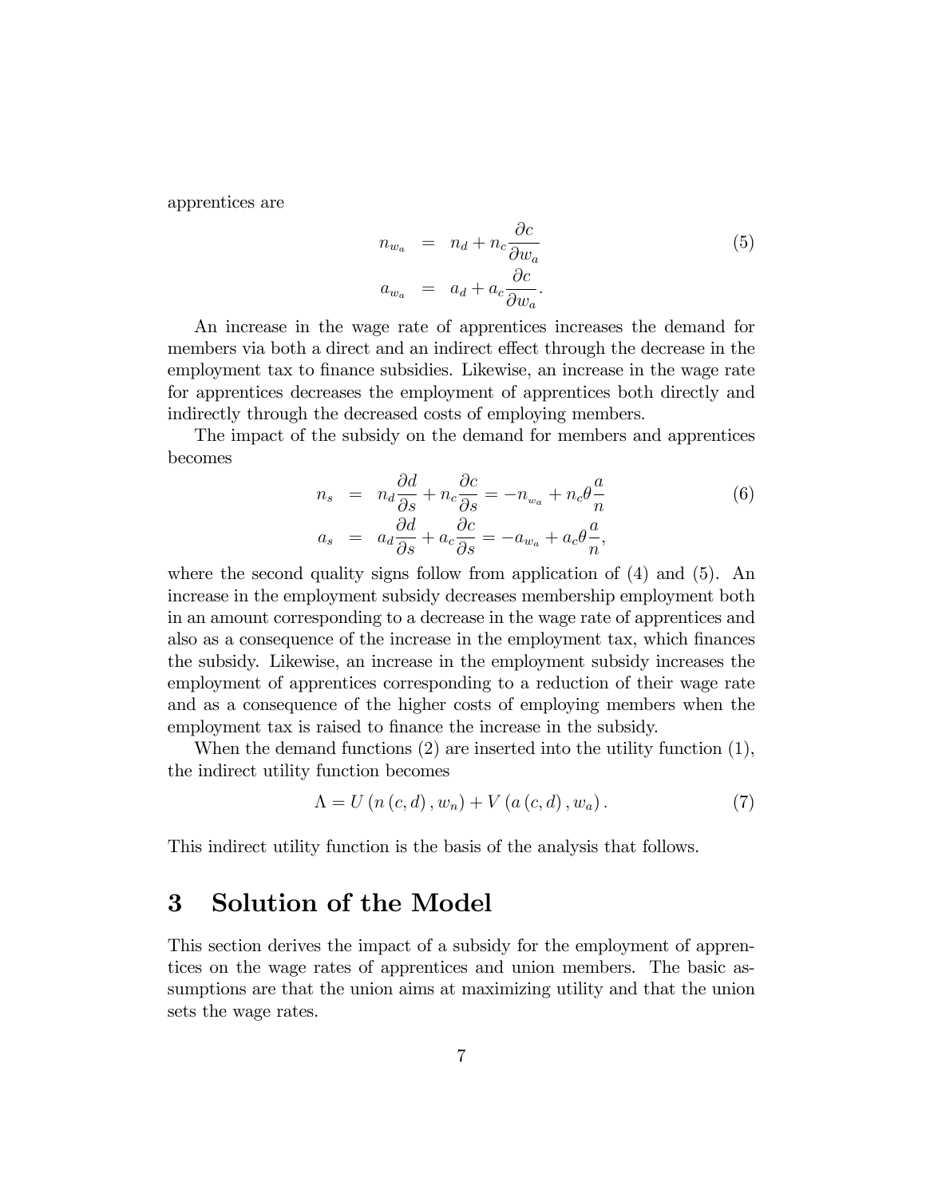apprentices are

$$
\begin{aligned}
n_{w_a} &= n_d + n_c \frac{\partial c}{\partial w_a} \\
a_{w_a} &= a_d + a_c \frac{\partial c}{\partial w_a}.
\end{aligned}
\tag{5}
$$

An increase in the wage rate of apprentices increases the demand for members via both a direct and an indirect effect through the decrease in the employment tax to finance subsidies. Likewise, an increase in the wage rate for apprentices decreases the employment of apprentices both directly and indirectly through the decreased costs of employing members.

The impact of the subsidy on the demand for members and apprentices becomes

$$
\begin{aligned}
n_s &= n_d \frac{\partial d}{\partial s} + n_c \frac{\partial c}{\partial s} = -n_{w_a} + n_c \theta \frac{a}{n} \\
a_s &= a_d \frac{\partial d}{\partial s} + a_c \frac{\partial c}{\partial s} = -a_{w_a} + a_c \theta \frac{a}{n},
\end{aligned}
\tag{6}
$$

where the second quality signs follow from application of (4) and (5). An increase in the employment subsidy decreases membership employment both in an amount corresponding to a decrease in the wage rate of apprentices and also as a consequence of the increase in the employment tax, which finances the subsidy. Likewise, an increase in the employment subsidy increases the employment of apprentices corresponding to a reduction of their wage rate and as a consequence of the higher costs of employing members when the employment tax is raised to finance the increase in the subsidy.

When the demand functions (2) are inserted into the utility function (1), the indirect utility function becomes

$$
\Lambda = U\left(n\left(c,d\right), w_n\right) + V\left(a\left(c,d\right), w_a\right). \tag{7}
$$

This indirect utility function is the basis of the analysis that follows.

# 3 Solution of the Model

This section derives the impact of a subsidy for the employment of apprentices on the wage rates of apprentices and union members. The basic assumptions are that the union aims at maximizing utility and that the union sets the wage rates.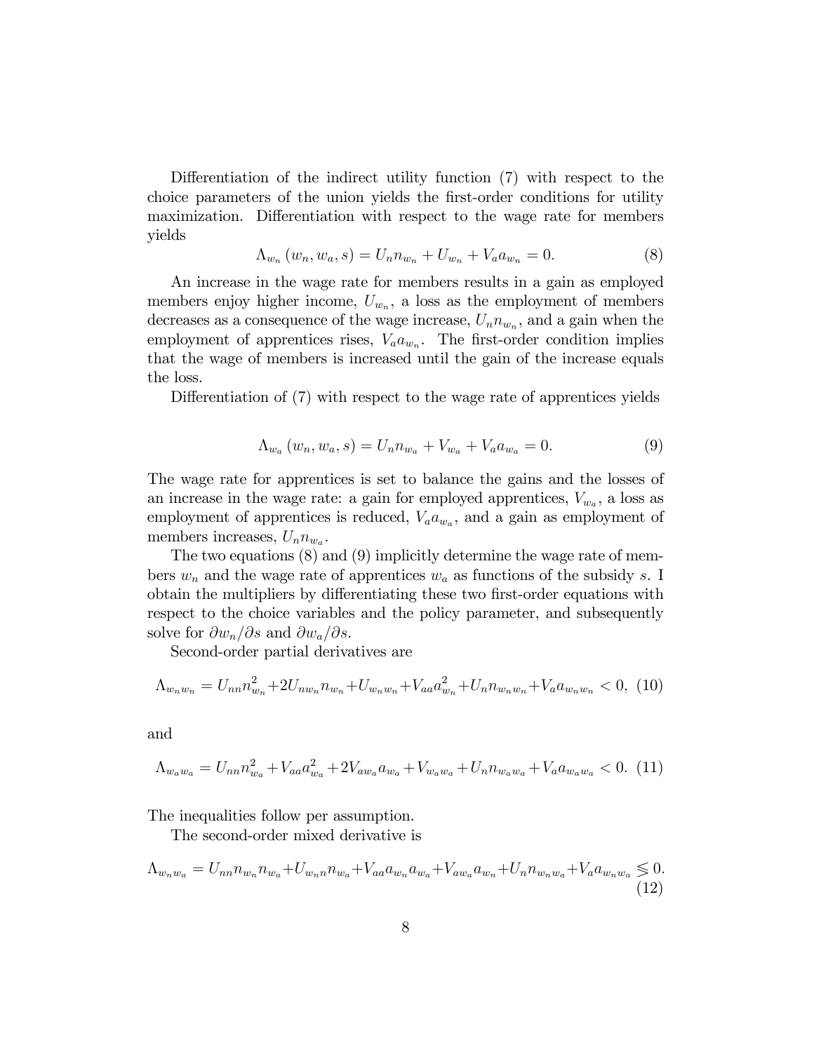Differentiation of the indirect utility function (7) with respect to the choice parameters of the union yields the first-order conditions for utility maximization. Differentiation with respect to the wage rate for members yields

$$\Lambda_{w_n}(w_n, w_a, s) = U_n n_{w_n} + U_{w_n} + V_a a_{w_n} = 0. \tag{8}$$

An increase in the wage rate for members results in a gain as employed members enjoy higher income, $U_{w_n}$, a loss as the employment of members decreases as a consequence of the wage increase, $U_n n_{w_n}$, and a gain when the employment of apprentices rises, $V_a a_{w_n}$. The first-order condition implies that the wage of members is increased until the gain of the increase equals the loss.

Differentiation of (7) with respect to the wage rate of apprentices yields

$$\Lambda_{w_a}(w_n, w_a, s) = U_n n_{w_a} + V_{w_a} + V_a a_{w_a} = 0. \tag{9}$$

The wage rate for apprentices is set to balance the gains and the losses of an increase in the wage rate: a gain for employed apprentices, $V_{w_a}$, a loss as employment of apprentices is reduced, $V_a a_{w_a}$, and a gain as employment of members increases, $U_n n_{w_a}$.

The two equations (8) and (9) implicitly determine the wage rate of members $w_n$ and the wage rate of apprentices $w_a$ as functions of the subsidy $s$. I obtain the multipliers by differentiating these two first-order equations with respect to the choice variables and the policy parameter, and subsequently solve for $\partial w_n / \partial s$ and $\partial w_a / \partial s$.

Second-order partial derivatives are

$$\Lambda_{w_n w_n} = U_{nn} n_{w_n}^2 + 2U_{n w_n} n_{w_n} + U_{w_n w_n} + V_{aa} a_{w_n}^2 + U_n n_{w_n w_n} + V_a a_{w_n w_n} < 0, \tag{10}$$

and

$$\Lambda_{w_a w_a} = U_{nn} n_{w_a}^2 + V_{aa} a_{w_a}^2 + 2V_{a w_a} a_{w_a} + V_{w_a w_a} + U_n n_{w_a w_a} + V_a a_{w_a w_a} < 0. \tag{11}$$

The inequalities follow per assumption.

The second-order mixed derivative is

$$\Lambda_{w_n w_a} = U_{nn} n_{w_n} n_{w_a} + U_{w_n n} n_{w_a} + V_{aa} a_{w_n} a_{w_a} + V_{a w_a} a_{w_n} + U_n n_{w_n w_a} + V_a a_{w_n w_a} \lesseqgtr 0. \tag{12}$$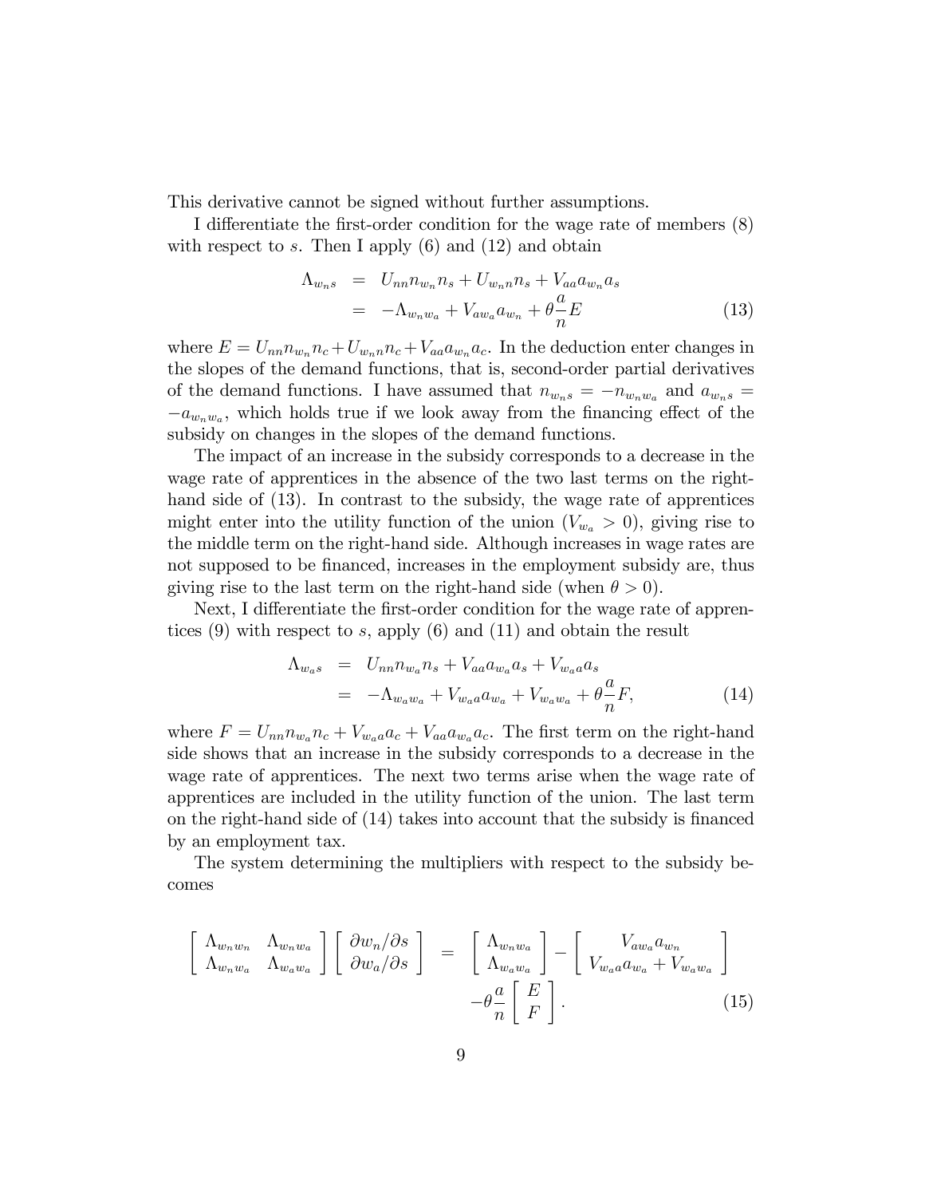This derivative cannot be signed without further assumptions.

I differentiate the first-order condition for the wage rate of members (8) with respect to $s$. Then I apply (6) and (12) and obtain

$$
\begin{aligned}
\Lambda_{w_n s} &= U_{nn} n_{w_n} n_s + U_{w_n n} n_s + V_{aa} a_{w_n} a_s \\
&= -\Lambda_{w_n w_a} + V_{a w_a} a_{w_n} + \theta \frac{a}{n} E
\end{aligned}
\tag{13}
$$

where $E = U_{nn} n_{w_n} n_c + U_{w_n n} n_c + V_{aa} a_{w_n} a_c$. In the deduction enter changes in the slopes of the demand functions, that is, second-order partial derivatives of the demand functions. I have assumed that $n_{w_n s} = -n_{w_n w_a}$ and $a_{w_n s} = -a_{w_n w_a}$, which holds true if we look away from the financing effect of the subsidy on changes in the slopes of the demand functions.

The impact of an increase in the subsidy corresponds to a decrease in the wage rate of apprentices in the absence of the two last terms on the right-hand side of (13). In contrast to the subsidy, the wage rate of apprentices might enter into the utility function of the union ($V_{w_a} > 0$), giving rise to the middle term on the right-hand side. Although increases in wage rates are not supposed to be financed, increases in the employment subsidy are, thus giving rise to the last term on the right-hand side (when $\theta > 0$).

Next, I differentiate the first-order condition for the wage rate of apprentices (9) with respect to $s$, apply (6) and (11) and obtain the result

$$
\begin{aligned}
\Lambda_{w_a s} &= U_{nn} n_{w_a} n_s + V_{aa} a_{w_a} a_s + V_{w_a a} a_s \\
&= -\Lambda_{w_a w_a} + V_{w_a a} a_{w_a} + V_{w_a w_a} + \theta \frac{a}{n} F,
\end{aligned}
\tag{14}
$$

where $F = U_{nn} n_{w_a} n_c + V_{w_a a} a_c + V_{aa} a_{w_a} a_c$. The first term on the right-hand side shows that an increase in the subsidy corresponds to a decrease in the wage rate of apprentices. The next two terms arise when the wage rate of apprentices are included in the utility function of the union. The last term on the right-hand side of (14) takes into account that the subsidy is financed by an employment tax.

The system determining the multipliers with respect to the subsidy becomes

$$
\begin{aligned}
\begin{bmatrix} \Lambda_{w_n w_n} & \Lambda_{w_n w_a} \\ \Lambda_{w_n w_a} & \Lambda_{w_a w_a} \end{bmatrix}
\begin{bmatrix} \partial w_n / \partial s \\ \partial w_a / \partial s \end{bmatrix}
&= \begin{bmatrix} \Lambda_{w_n w_a} \\ \Lambda_{w_a w_a} \end{bmatrix}
- \begin{bmatrix} V_{a w_a} a_{w_n} \\ V_{w_a a} a_{w_a} + V_{w_a w_a} \end{bmatrix} \\
&\quad - \theta \frac{a}{n} \begin{bmatrix} E \\ F \end{bmatrix}.
\end{aligned}
\tag{15}
$$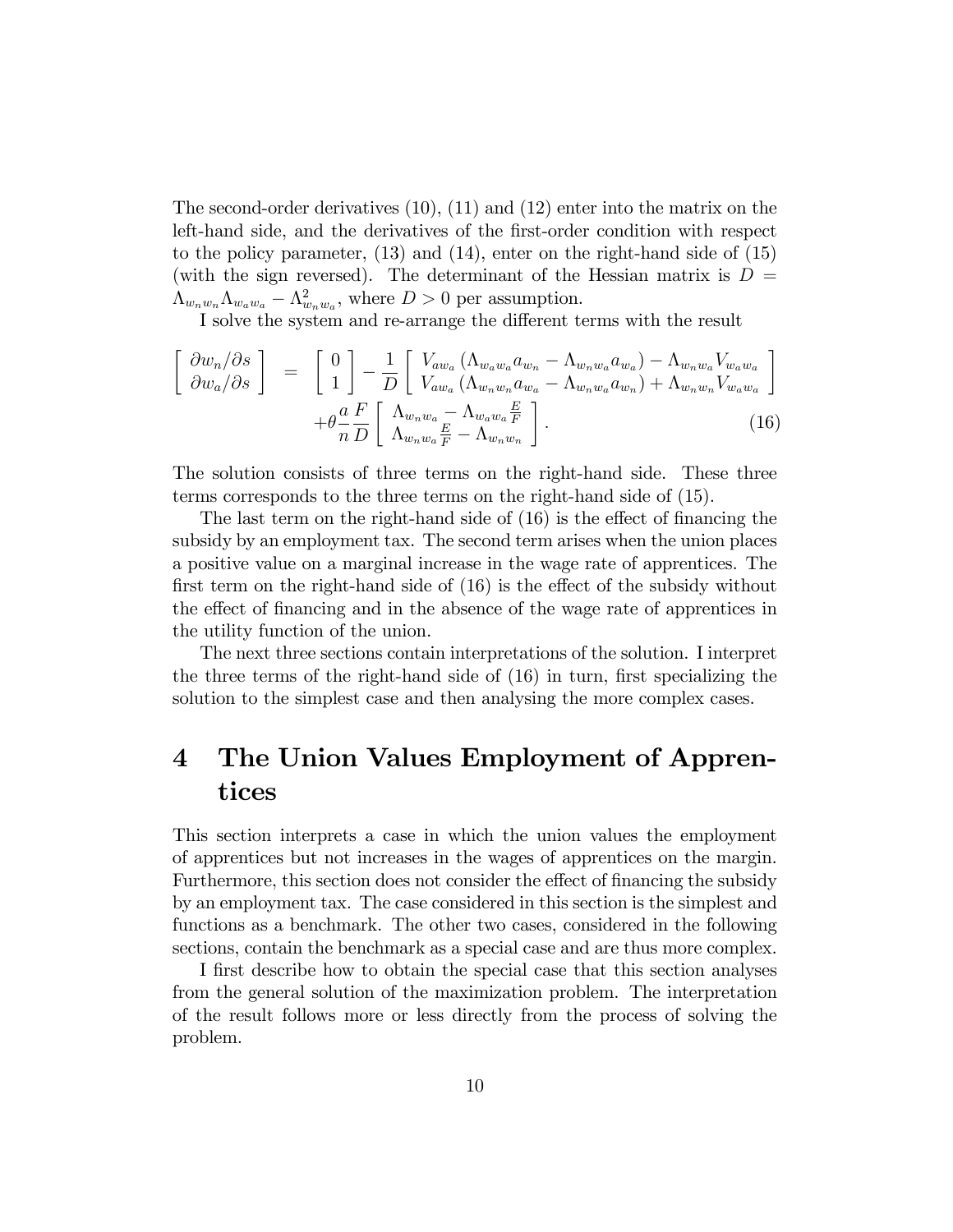The second-order derivatives (10), (11) and (12) enter into the matrix on the left-hand side, and the derivatives of the first-order condition with respect to the policy parameter, (13) and (14), enter on the right-hand side of (15) (with the sign reversed). The determinant of the Hessian matrix is $D = \Lambda_{w_n w_n}\Lambda_{w_a w_a} - \Lambda^2_{w_n w_a}$, where $D > 0$ per assumption.

I solve the system and re-arrange the different terms with the result

$$\begin{bmatrix} \partial w_n/\partial s \\ \partial w_a/\partial s \end{bmatrix} = \begin{bmatrix} 0 \\ 1 \end{bmatrix} - \frac{1}{D}\begin{bmatrix} V_{aw_a}\left(\Lambda_{w_a w_a} a_{w_n} - \Lambda_{w_n w_a} a_{w_a}\right) - \Lambda_{w_n w_a} V_{w_a w_a} \\ V_{aw_a}\left(\Lambda_{w_n w_n} a_{w_a} - \Lambda_{w_n w_a} a_{w_n}\right) + \Lambda_{w_n w_n} V_{w_a w_a} \end{bmatrix}$$
$$+\theta \frac{a}{n}\frac{F}{D}\begin{bmatrix} \Lambda_{w_n w_a} - \Lambda_{w_a w_a}\frac{E}{F} \\ \Lambda_{w_n w_a}\frac{E}{F} - \Lambda_{w_n w_n} \end{bmatrix}. \tag{16}$$

The solution consists of three terms on the right-hand side. These three terms corresponds to the three terms on the right-hand side of (15).

The last term on the right-hand side of (16) is the effect of financing the subsidy by an employment tax. The second term arises when the union places a positive value on a marginal increase in the wage rate of apprentices. The first term on the right-hand side of (16) is the effect of the subsidy without the effect of financing and in the absence of the wage rate of apprentices in the utility function of the union.

The next three sections contain interpretations of the solution. I interpret the three terms of the right-hand side of (16) in turn, first specializing the solution to the simplest case and then analysing the more complex cases.

# 4 The Union Values Employment of Apprentices

This section interprets a case in which the union values the employment of apprentices but not increases in the wages of apprentices on the margin. Furthermore, this section does not consider the effect of financing the subsidy by an employment tax. The case considered in this section is the simplest and functions as a benchmark. The other two cases, considered in the following sections, contain the benchmark as a special case and are thus more complex.

I first describe how to obtain the special case that this section analyses from the general solution of the maximization problem. The interpretation of the result follows more or less directly from the process of solving the problem.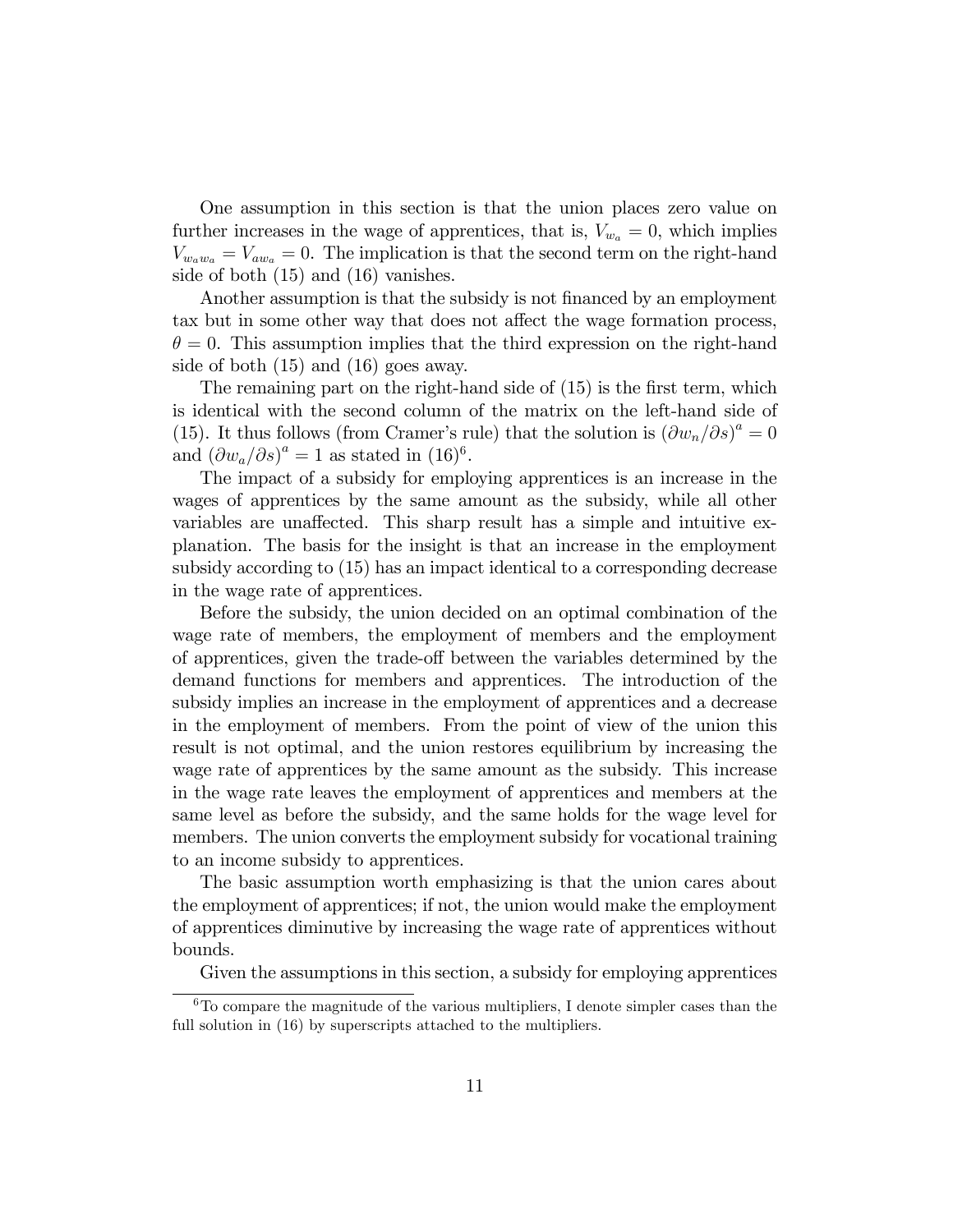One assumption in this section is that the union places zero value on further increases in the wage of apprentices, that is, $V_{w_a} = 0$, which implies $V_{w_a w_a} = V_{a w_a} = 0$. The implication is that the second term on the right-hand side of both (15) and (16) vanishes.

Another assumption is that the subsidy is not financed by an employment tax but in some other way that does not affect the wage formation process, $\theta = 0$. This assumption implies that the third expression on the right-hand side of both (15) and (16) goes away.

The remaining part on the right-hand side of (15) is the first term, which is identical with the second column of the matrix on the left-hand side of (15). It thus follows (from Cramer's rule) that the solution is $(\partial w_n/\partial s)^a = 0$ and $(\partial w_a/\partial s)^a = 1$ as stated in (16)[6].

The impact of a subsidy for employing apprentices is an increase in the wages of apprentices by the same amount as the subsidy, while all other variables are unaffected. This sharp result has a simple and intuitive explanation. The basis for the insight is that an increase in the employment subsidy according to (15) has an impact identical to a corresponding decrease in the wage rate of apprentices.

Before the subsidy, the union decided on an optimal combination of the wage rate of members, the employment of members and the employment of apprentices, given the trade-off between the variables determined by the demand functions for members and apprentices. The introduction of the subsidy implies an increase in the employment of apprentices and a decrease in the employment of members. From the point of view of the union this result is not optimal, and the union restores equilibrium by increasing the wage rate of apprentices by the same amount as the subsidy. This increase in the wage rate leaves the employment of apprentices and members at the same level as before the subsidy, and the same holds for the wage level for members. The union converts the employment subsidy for vocational training to an income subsidy to apprentices.

The basic assumption worth emphasizing is that the union cares about the employment of apprentices; if not, the union would make the employment of apprentices diminutive by increasing the wage rate of apprentices without bounds.

Given the assumptions in this section, a subsidy for employing apprentices

[6] To compare the magnitude of the various multipliers, I denote simpler cases than the full solution in (16) by superscripts attached to the multipliers.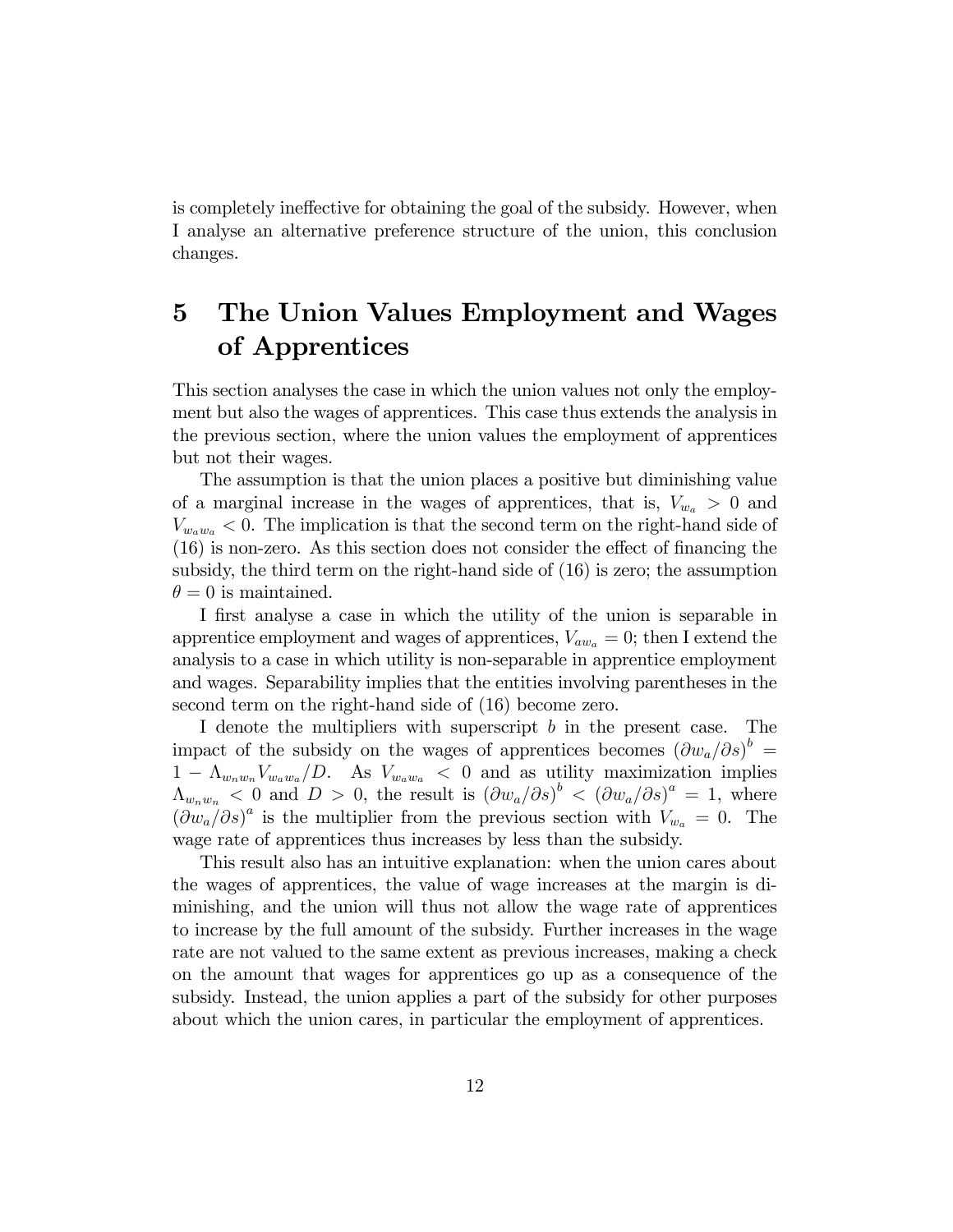is completely ineffective for obtaining the goal of the subsidy. However, when I analyse an alternative preference structure of the union, this conclusion changes.

# 5 The Union Values Employment and Wages of Apprentices

This section analyses the case in which the union values not only the employment but also the wages of apprentices. This case thus extends the analysis in the previous section, where the union values the employment of apprentices but not their wages.

The assumption is that the union places a positive but diminishing value of a marginal increase in the wages of apprentices, that is, $V_{w_a} > 0$ and $V_{w_a w_a} < 0$. The implication is that the second term on the right-hand side of (16) is non-zero. As this section does not consider the effect of financing the subsidy, the third term on the right-hand side of (16) is zero; the assumption $\theta = 0$ is maintained.

I first analyse a case in which the utility of the union is separable in apprentice employment and wages of apprentices, $V_{a w_a} = 0$; then I extend the analysis to a case in which utility is non-separable in apprentice employment and wages. Separability implies that the entities involving parentheses in the second term on the right-hand side of (16) become zero.

I denote the multipliers with superscript $b$ in the present case. The impact of the subsidy on the wages of apprentices becomes $(\partial w_a/\partial s)^b = 1 - \Lambda_{w_n w_n} V_{w_a w_a}/D$. As $V_{w_a w_a} < 0$ and as utility maximization implies $\Lambda_{w_n w_n} < 0$ and $D > 0$, the result is $(\partial w_a/\partial s)^b < (\partial w_a/\partial s)^a = 1$, where $(\partial w_a/\partial s)^a$ is the multiplier from the previous section with $V_{w_a} = 0$. The wage rate of apprentices thus increases by less than the subsidy.

This result also has an intuitive explanation: when the union cares about the wages of apprentices, the value of wage increases at the margin is diminishing, and the union will thus not allow the wage rate of apprentices to increase by the full amount of the subsidy. Further increases in the wage rate are not valued to the same extent as previous increases, making a check on the amount that wages for apprentices go up as a consequence of the subsidy. Instead, the union applies a part of the subsidy for other purposes about which the union cares, in particular the employment of apprentices.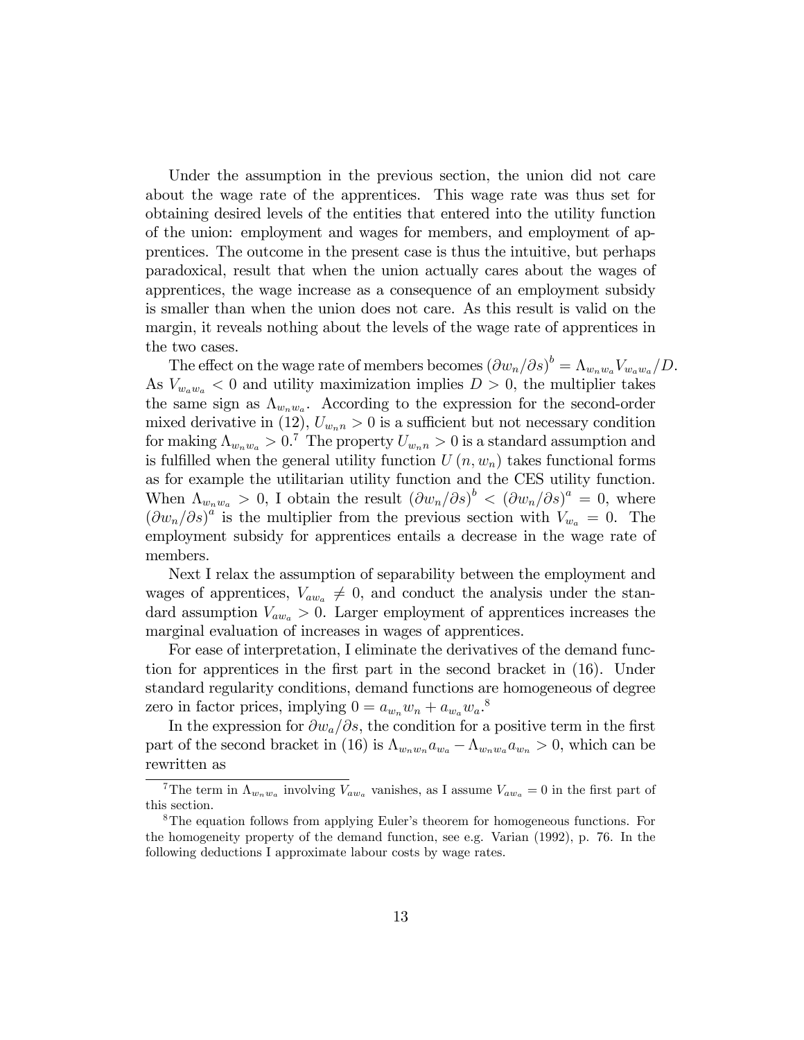Under the assumption in the previous section, the union did not care about the wage rate of the apprentices. This wage rate was thus set for obtaining desired levels of the entities that entered into the utility function of the union: employment and wages for members, and employment of apprentices. The outcome in the present case is thus the intuitive, but perhaps paradoxical, result that when the union actually cares about the wages of apprentices, the wage increase as a consequence of an employment subsidy is smaller than when the union does not care. As this result is valid on the margin, it reveals nothing about the levels of the wage rate of apprentices in the two cases.

The effect on the wage rate of members becomes $(\partial w_n/\partial s)^b = \Lambda_{w_n w_a} V_{w_a w_a}/D$. As $V_{w_a w_a} < 0$ and utility maximization implies $D > 0$, the multiplier takes the same sign as $\Lambda_{w_n w_a}$. According to the expression for the second-order mixed derivative in (12), $U_{w_n n} > 0$ is a sufficient but not necessary condition for making $\Lambda_{w_n w_a} > 0$.[7] The property $U_{w_n n} > 0$ is a standard assumption and is fulfilled when the general utility function $U(n, w_n)$ takes functional forms as for example the utilitarian utility function and the CES utility function. When $\Lambda_{w_n w_a} > 0$, I obtain the result $(\partial w_n/\partial s)^b < (\partial w_n/\partial s)^a = 0$, where $(\partial w_n/\partial s)^a$ is the multiplier from the previous section with $V_{w_a} = 0$. The employment subsidy for apprentices entails a decrease in the wage rate of members.

Next I relax the assumption of separability between the employment and wages of apprentices, $V_{aw_a} \neq 0$, and conduct the analysis under the standard assumption $V_{aw_a} > 0$. Larger employment of apprentices increases the marginal evaluation of increases in wages of apprentices.

For ease of interpretation, I eliminate the derivatives of the demand function for apprentices in the first part in the second bracket in (16). Under standard regularity conditions, demand functions are homogeneous of degree zero in factor prices, implying $0 = a_{w_n} w_n + a_{w_a} w_a$.[8]

In the expression for $\partial w_a/\partial s$, the condition for a positive term in the first part of the second bracket in (16) is $\Lambda_{w_n w_n} a_{w_a} - \Lambda_{w_n w_a} a_{w_n} > 0$, which can be rewritten as

[7] The term in $\Lambda_{w_n w_a}$ involving $V_{aw_a}$ vanishes, as I assume $V_{aw_a} = 0$ in the first part of this section.

[8] The equation follows from applying Euler's theorem for homogeneous functions. For the homogeneity property of the demand function, see e.g. Varian (1992), p. 76. In the following deductions I approximate labour costs by wage rates.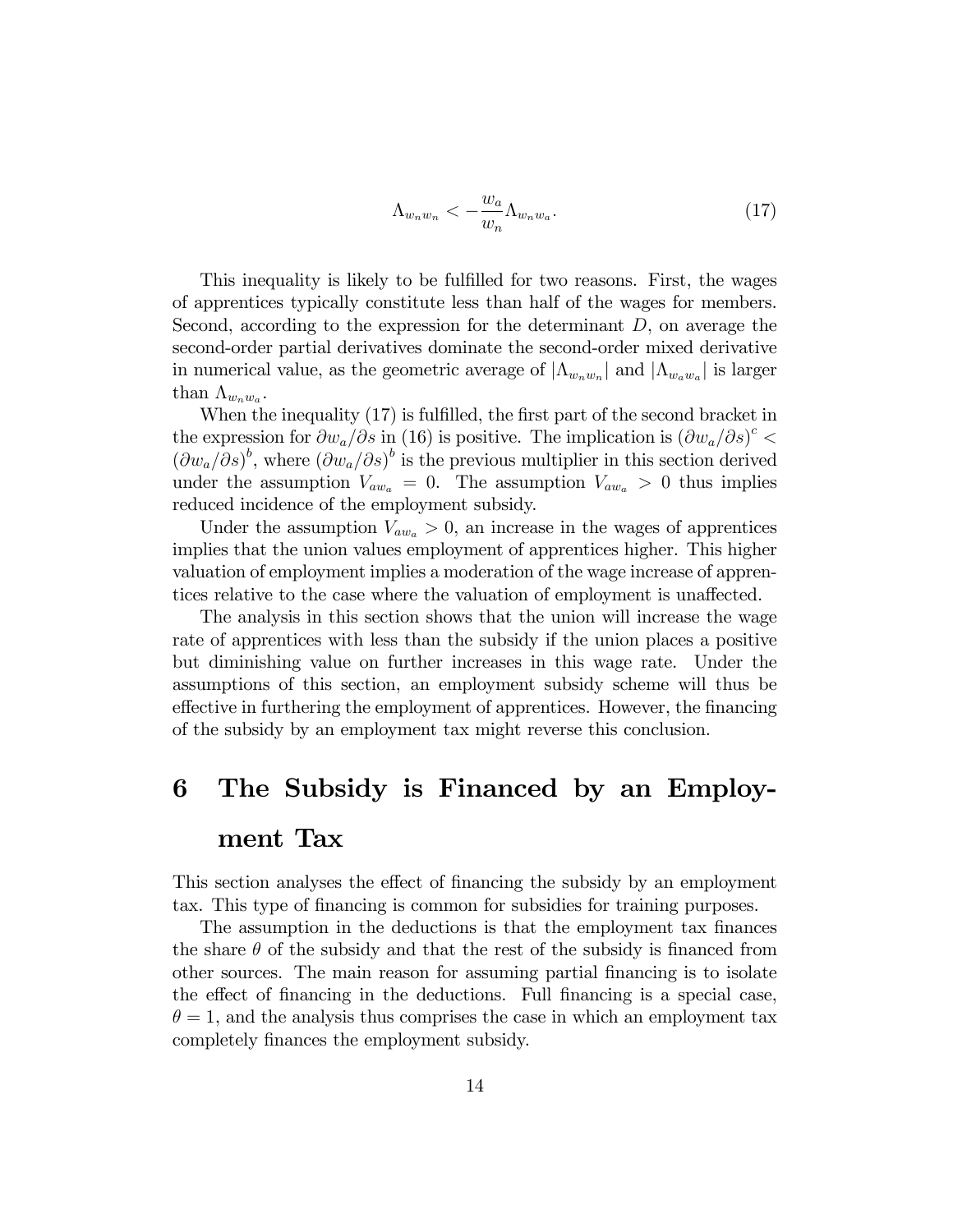$$\Lambda_{w_n w_n} < -\frac{w_a}{w_n}\Lambda_{w_n w_a}. \tag{17}$$

This inequality is likely to be fulfilled for two reasons. First, the wages of apprentices typically constitute less than half of the wages for members. Second, according to the expression for the determinant $D$, on average the second-order partial derivatives dominate the second-order mixed derivative in numerical value, as the geometric average of $|\Lambda_{w_n w_n}|$ and $|\Lambda_{w_a w_a}|$ is larger than $\Lambda_{w_n w_a}$.

When the inequality (17) is fulfilled, the first part of the second bracket in the expression for $\partial w_a/\partial s$ in (16) is positive. The implication is $(\partial w_a/\partial s)^c < (\partial w_a/\partial s)^b$, where $(\partial w_a/\partial s)^b$ is the previous multiplier in this section derived under the assumption $V_{aw_a} = 0$. The assumption $V_{aw_a} > 0$ thus implies reduced incidence of the employment subsidy.

Under the assumption $V_{aw_a} > 0$, an increase in the wages of apprentices implies that the union values employment of apprentices higher. This higher valuation of employment implies a moderation of the wage increase of apprentices relative to the case where the valuation of employment is unaffected.

The analysis in this section shows that the union will increase the wage rate of apprentices with less than the subsidy if the union places a positive but diminishing value on further increases in this wage rate. Under the assumptions of this section, an employment subsidy scheme will thus be effective in furthering the employment of apprentices. However, the financing of the subsidy by an employment tax might reverse this conclusion.

# 6 The Subsidy is Financed by an Employment Tax

This section analyses the effect of financing the subsidy by an employment tax. This type of financing is common for subsidies for training purposes.

The assumption in the deductions is that the employment tax finances the share $\theta$ of the subsidy and that the rest of the subsidy is financed from other sources. The main reason for assuming partial financing is to isolate the effect of financing in the deductions. Full financing is a special case, $\theta = 1$, and the analysis thus comprises the case in which an employment tax completely finances the employment subsidy.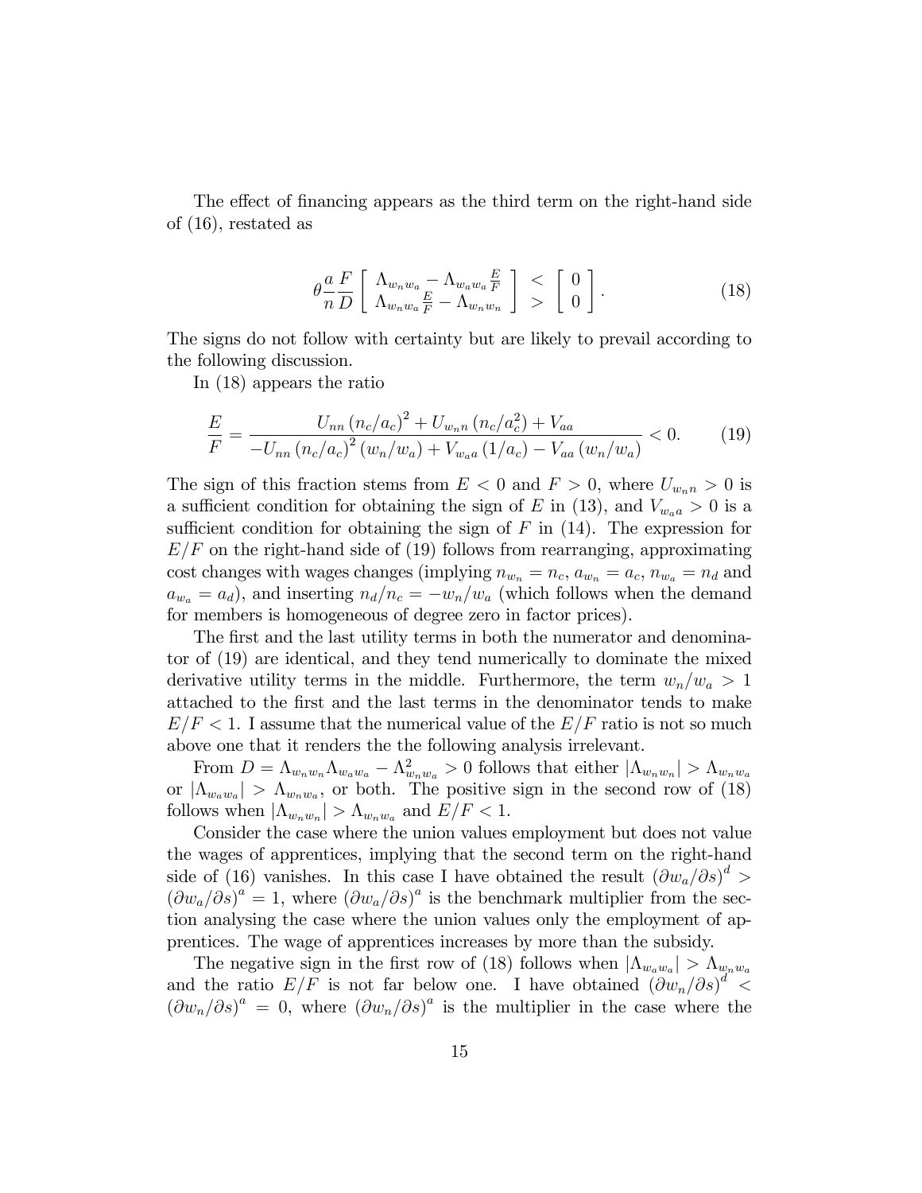The effect of financing appears as the third term on the right-hand side of (16), restated as

$$\theta \frac{a}{n} \frac{F}{D} \left[ \begin{array}{c} \Lambda_{w_n w_a} - \Lambda_{w_a w_a} \frac{E}{F} \\ \Lambda_{w_n w_a} \frac{E}{F} - \Lambda_{w_n w_n} \end{array} \right] \begin{array}{c} < \\ > \end{array} \left[ \begin{array}{c} 0 \\ 0 \end{array} \right]. \tag{18}$$

The signs do not follow with certainty but are likely to prevail according to the following discussion.

In (18) appears the ratio

$$\frac{E}{F} = \frac{U_{nn} \left(n_c/a_c\right)^2 + U_{w_n n} \left(n_c/a_c^2\right) + V_{aa}}{-U_{nn} \left(n_c/a_c\right)^2 \left(w_n/w_a\right) + V_{w_a a} \left(1/a_c\right) - V_{aa} \left(w_n/w_a\right)} < 0. \tag{19}$$

The sign of this fraction stems from $E < 0$ and $F > 0$, where $U_{w_n n} > 0$ is a sufficient condition for obtaining the sign of $E$ in (13), and $V_{w_a a} > 0$ is a sufficient condition for obtaining the sign of $F$ in (14). The expression for $E/F$ on the right-hand side of (19) follows from rearranging, approximating cost changes with wages changes (implying $n_{w_n} = n_c$, $a_{w_n} = a_c$, $n_{w_a} = n_d$ and $a_{w_a} = a_d$), and inserting $n_d/n_c = -w_n/w_a$ (which follows when the demand for members is homogeneous of degree zero in factor prices).

The first and the last utility terms in both the numerator and denominator of (19) are identical, and they tend numerically to dominate the mixed derivative utility terms in the middle. Furthermore, the term $w_n/w_a > 1$ attached to the first and the last terms in the denominator tends to make $E/F < 1$. I assume that the numerical value of the $E/F$ ratio is not so much above one that it renders the the following analysis irrelevant.

From $D = \Lambda_{w_n w_n} \Lambda_{w_a w_a} - \Lambda_{w_n w_a}^2 > 0$ follows that either $|\Lambda_{w_n w_n}| > \Lambda_{w_n w_a}$ or $|\Lambda_{w_a w_a}| > \Lambda_{w_n w_a}$, or both. The positive sign in the second row of (18) follows when $|\Lambda_{w_n w_n}| > \Lambda_{w_n w_a}$ and $E/F < 1$.

Consider the case where the union values employment but does not value the wages of apprentices, implying that the second term on the right-hand side of (16) vanishes. In this case I have obtained the result $\left(\partial w_a/\partial s\right)^d > \left(\partial w_a/\partial s\right)^a = 1$, where $\left(\partial w_a/\partial s\right)^a$ is the benchmark multiplier from the section analysing the case where the union values only the employment of apprentices. The wage of apprentices increases by more than the subsidy.

The negative sign in the first row of (18) follows when $|\Lambda_{w_a w_a}| > \Lambda_{w_n w_a}$ and the ratio $E/F$ is not far below one. I have obtained $\left(\partial w_n/\partial s\right)^d < \left(\partial w_n/\partial s\right)^a = 0$, where $\left(\partial w_n/\partial s\right)^a$ is the multiplier in the case where the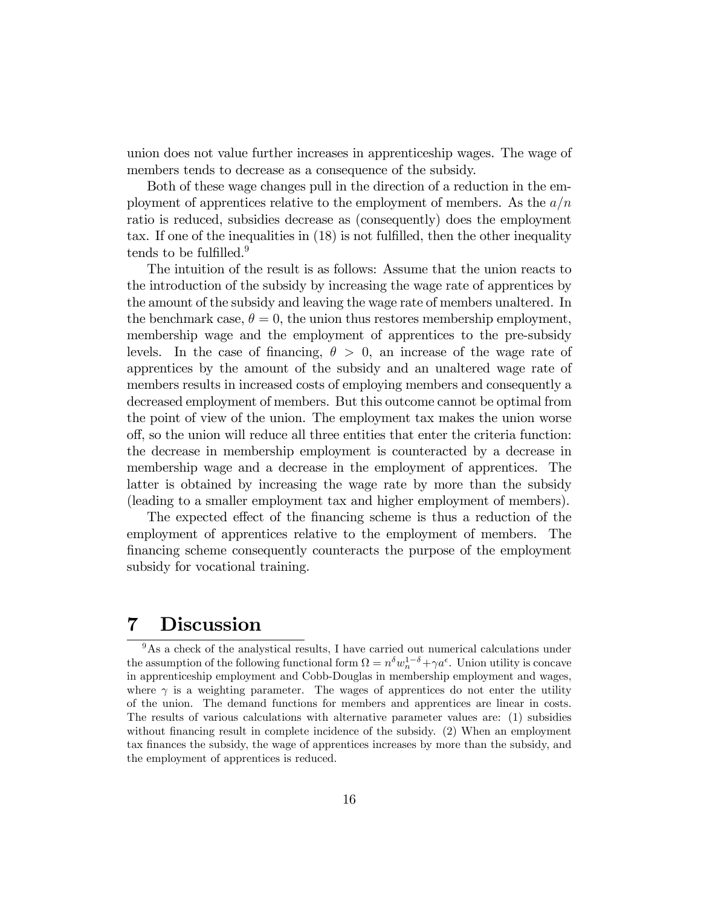union does not value further increases in apprenticeship wages. The wage of members tends to decrease as a consequence of the subsidy.

Both of these wage changes pull in the direction of a reduction in the employment of apprentices relative to the employment of members. As the $a/n$ ratio is reduced, subsidies decrease as (consequently) does the employment tax. If one of the inequalities in (18) is not fulfilled, then the other inequality tends to be fulfilled.[9]

The intuition of the result is as follows: Assume that the union reacts to the introduction of the subsidy by increasing the wage rate of apprentices by the amount of the subsidy and leaving the wage rate of members unaltered. In the benchmark case, $\theta = 0$, the union thus restores membership employment, membership wage and the employment of apprentices to the pre-subsidy levels. In the case of financing, $\theta > 0$, an increase of the wage rate of apprentices by the amount of the subsidy and an unaltered wage rate of members results in increased costs of employing members and consequently a decreased employment of members. But this outcome cannot be optimal from the point of view of the union. The employment tax makes the union worse off, so the union will reduce all three entities that enter the criteria function: the decrease in membership employment is counteracted by a decrease in membership wage and a decrease in the employment of apprentices. The latter is obtained by increasing the wage rate by more than the subsidy (leading to a smaller employment tax and higher employment of members).

The expected effect of the financing scheme is thus a reduction of the employment of apprentices relative to the employment of members. The financing scheme consequently counteracts the purpose of the employment subsidy for vocational training.

# 7 Discussion

[9] As a check of the analystical results, I have carried out numerical calculations under the assumption of the following functional form $\Omega = n^{\delta} w_n^{1-\delta} + \gamma a^{\epsilon}$. Union utility is concave in apprenticeship employment and Cobb-Douglas in membership employment and wages, where $\gamma$ is a weighting parameter. The wages of apprentices do not enter the utility of the union. The demand functions for members and apprentices are linear in costs. The results of various calculations with alternative parameter values are: (1) subsidies without financing result in complete incidence of the subsidy. (2) When an employment tax finances the subsidy, the wage of apprentices increases by more than the subsidy, and the employment of apprentices is reduced.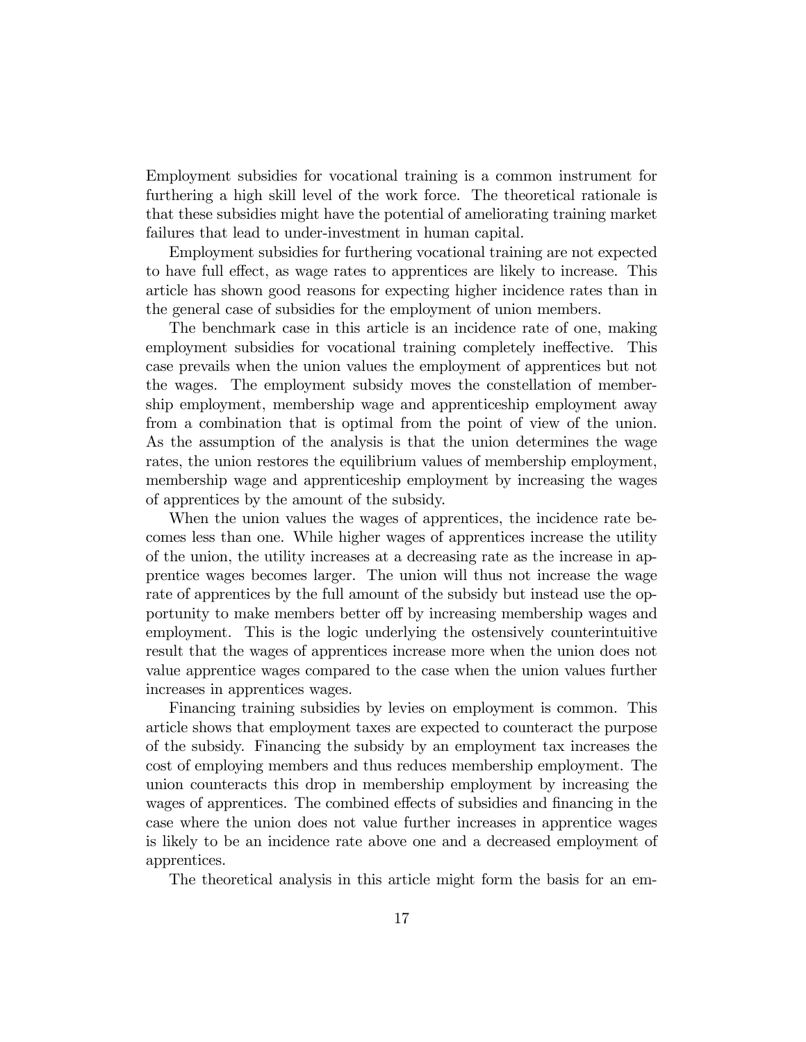Employment subsidies for vocational training is a common instrument for furthering a high skill level of the work force. The theoretical rationale is that these subsidies might have the potential of ameliorating training market failures that lead to under-investment in human capital.

Employment subsidies for furthering vocational training are not expected to have full effect, as wage rates to apprentices are likely to increase. This article has shown good reasons for expecting higher incidence rates than in the general case of subsidies for the employment of union members.

The benchmark case in this article is an incidence rate of one, making employment subsidies for vocational training completely ineffective. This case prevails when the union values the employment of apprentices but not the wages. The employment subsidy moves the constellation of membership employment, membership wage and apprenticeship employment away from a combination that is optimal from the point of view of the union. As the assumption of the analysis is that the union determines the wage rates, the union restores the equilibrium values of membership employment, membership wage and apprenticeship employment by increasing the wages of apprentices by the amount of the subsidy.

When the union values the wages of apprentices, the incidence rate becomes less than one. While higher wages of apprentices increase the utility of the union, the utility increases at a decreasing rate as the increase in apprentice wages becomes larger. The union will thus not increase the wage rate of apprentices by the full amount of the subsidy but instead use the opportunity to make members better off by increasing membership wages and employment. This is the logic underlying the ostensively counterintuitive result that the wages of apprentices increase more when the union does not value apprentice wages compared to the case when the union values further increases in apprentices wages.

Financing training subsidies by levies on employment is common. This article shows that employment taxes are expected to counteract the purpose of the subsidy. Financing the subsidy by an employment tax increases the cost of employing members and thus reduces membership employment. The union counteracts this drop in membership employment by increasing the wages of apprentices. The combined effects of subsidies and financing in the case where the union does not value further increases in apprentice wages is likely to be an incidence rate above one and a decreased employment of apprentices.

The theoretical analysis in this article might form the basis for an em-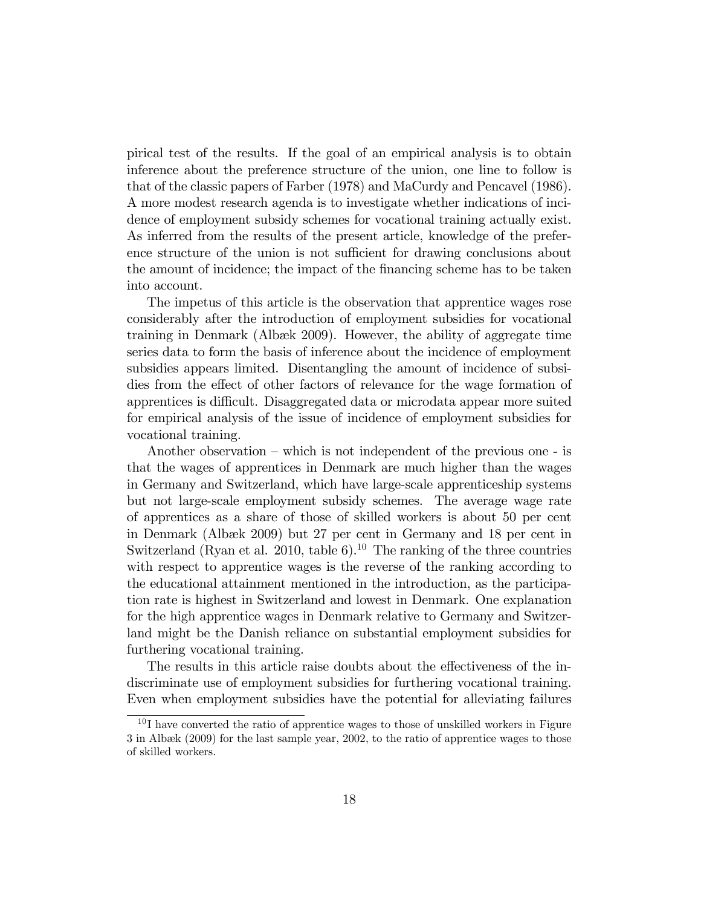pirical test of the results. If the goal of an empirical analysis is to obtain inference about the preference structure of the union, one line to follow is that of the classic papers of Farber (1978) and MaCurdy and Pencavel (1986). A more modest research agenda is to investigate whether indications of incidence of employment subsidy schemes for vocational training actually exist. As inferred from the results of the present article, knowledge of the preference structure of the union is not sufficient for drawing conclusions about the amount of incidence; the impact of the financing scheme has to be taken into account.

The impetus of this article is the observation that apprentice wages rose considerably after the introduction of employment subsidies for vocational training in Denmark (Albæk 2009). However, the ability of aggregate time series data to form the basis of inference about the incidence of employment subsidies appears limited. Disentangling the amount of incidence of subsidies from the effect of other factors of relevance for the wage formation of apprentices is difficult. Disaggregated data or microdata appear more suited for empirical analysis of the issue of incidence of employment subsidies for vocational training.

Another observation – which is not independent of the previous one - is that the wages of apprentices in Denmark are much higher than the wages in Germany and Switzerland, which have large-scale apprenticeship systems but not large-scale employment subsidy schemes. The average wage rate of apprentices as a share of those of skilled workers is about 50 per cent in Denmark (Albæk 2009) but 27 per cent in Germany and 18 per cent in Switzerland (Ryan et al. 2010, table 6).[10] The ranking of the three countries with respect to apprentice wages is the reverse of the ranking according to the educational attainment mentioned in the introduction, as the participation rate is highest in Switzerland and lowest in Denmark. One explanation for the high apprentice wages in Denmark relative to Germany and Switzerland might be the Danish reliance on substantial employment subsidies for furthering vocational training.

The results in this article raise doubts about the effectiveness of the indiscriminate use of employment subsidies for furthering vocational training. Even when employment subsidies have the potential for alleviating failures

[10] I have converted the ratio of apprentice wages to those of unskilled workers in Figure 3 in Albæk (2009) for the last sample year, 2002, to the ratio of apprentice wages to those of skilled workers.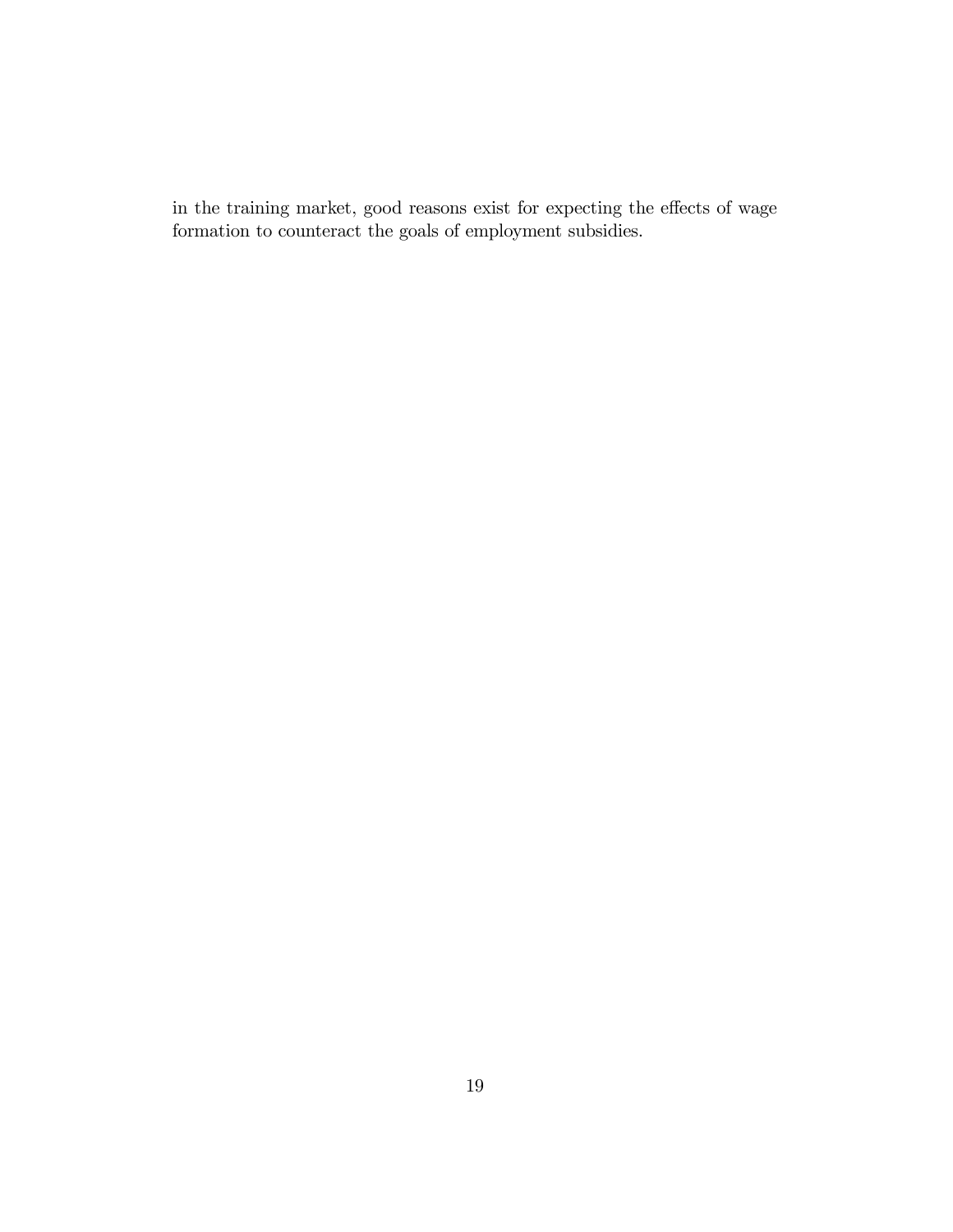in the training market, good reasons exist for expecting the effects of wage formation to counteract the goals of employment subsidies.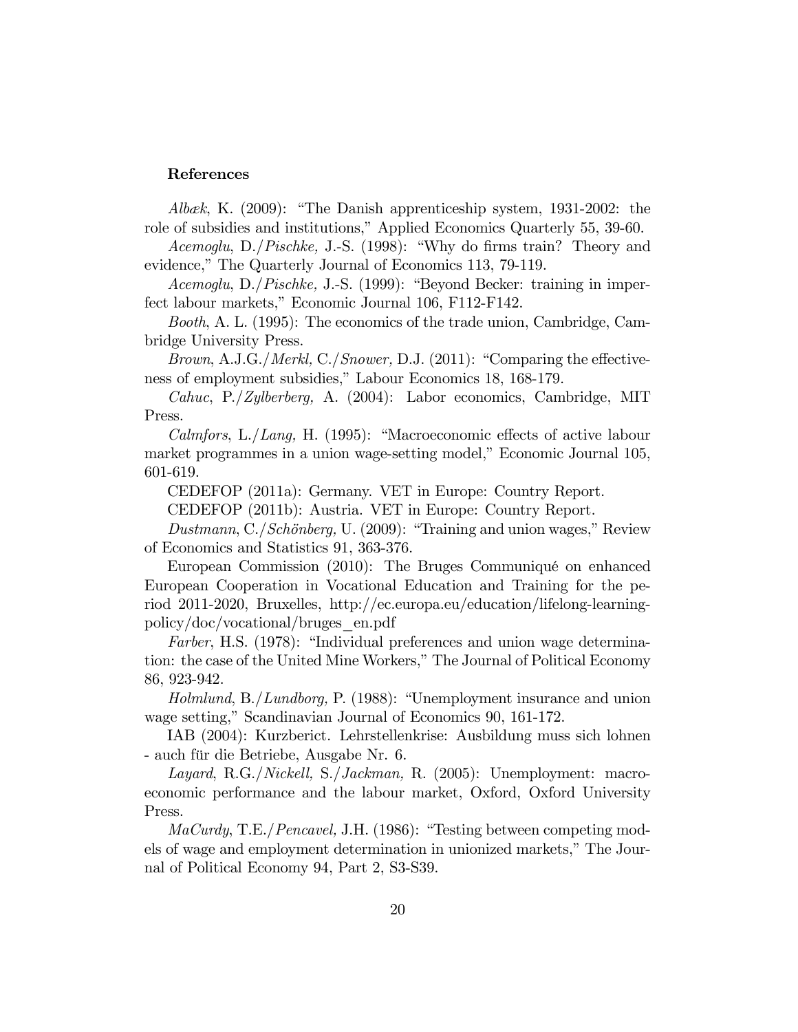**References**

*Albæk*, K. (2009): "The Danish apprenticeship system, 1931-2002: the role of subsidies and institutions," Applied Economics Quarterly 55, 39-60.

*Acemoglu*, D./*Pischke,* J.-S. (1998): "Why do firms train? Theory and evidence," The Quarterly Journal of Economics 113, 79-119.

*Acemoglu*, D./*Pischke,* J.-S. (1999): "Beyond Becker: training in imperfect labour markets," Economic Journal 106, F112-F142.

*Booth*, A. L. (1995): The economics of the trade union, Cambridge, Cambridge University Press.

*Brown*, A.J.G./*Merkl,* C./*Snower,* D.J. (2011): "Comparing the effectiveness of employment subsidies," Labour Economics 18, 168-179.

*Cahuc*, P./*Zylberberg,* A. (2004): Labor economics, Cambridge, MIT Press.

*Calmfors*, L./*Lang,* H. (1995): "Macroeconomic effects of active labour market programmes in a union wage-setting model," Economic Journal 105, 601-619.

CEDEFOP (2011a): Germany. VET in Europe: Country Report.

CEDEFOP (2011b): Austria. VET in Europe: Country Report.

*Dustmann*, C./*Schönberg,* U. (2009): "Training and union wages," Review of Economics and Statistics 91, 363-376.

European Commission (2010): The Bruges Communiqué on enhanced European Cooperation in Vocational Education and Training for the period 2011-2020, Bruxelles, http://ec.europa.eu/education/lifelong-learning-policy/doc/vocational/bruges_en.pdf

*Farber*, H.S. (1978): "Individual preferences and union wage determination: the case of the United Mine Workers," The Journal of Political Economy 86, 923-942.

*Holmlund*, B./*Lundborg,* P. (1988): "Unemployment insurance and union wage setting," Scandinavian Journal of Economics 90, 161-172.

IAB (2004): Kurzberict. Lehrstellenkrise: Ausbildung muss sich lohnen - auch für die Betriebe, Ausgabe Nr. 6.

*Layard*, R.G./*Nickell,* S./*Jackman,* R. (2005): Unemployment: macroeconomic performance and the labour market, Oxford, Oxford University Press.

*MaCurdy*, T.E./*Pencavel,* J.H. (1986): "Testing between competing models of wage and employment determination in unionized markets," The Journal of Political Economy 94, Part 2, S3-S39.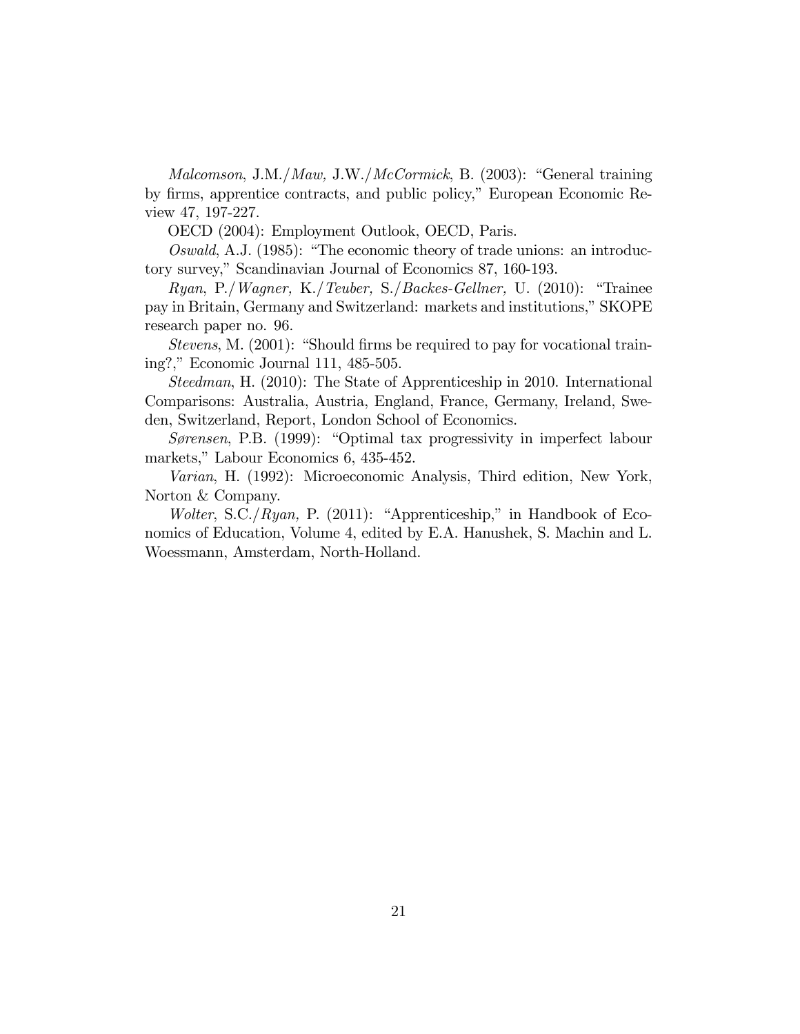*Malcomson*, J.M./*Maw,* J.W./*McCormick*, B. (2003): "General training by firms, apprentice contracts, and public policy," European Economic Review 47, 197-227.

OECD (2004): Employment Outlook, OECD, Paris.

*Oswald*, A.J. (1985): "The economic theory of trade unions: an introductory survey," Scandinavian Journal of Economics 87, 160-193.

*Ryan*, P./*Wagner,* K./*Teuber,* S./*Backes-Gellner,* U. (2010): "Trainee pay in Britain, Germany and Switzerland: markets and institutions," SKOPE research paper no. 96.

*Stevens*, M. (2001): "Should firms be required to pay for vocational training?," Economic Journal 111, 485-505.

*Steedman*, H. (2010): The State of Apprenticeship in 2010. International Comparisons: Australia, Austria, England, France, Germany, Ireland, Sweden, Switzerland, Report, London School of Economics.

*Sørensen*, P.B. (1999): "Optimal tax progressivity in imperfect labour markets," Labour Economics 6, 435-452.

*Varian*, H. (1992): Microeconomic Analysis, Third edition, New York, Norton & Company.

*Wolter*, S.C./*Ryan,* P. (2011): "Apprenticeship," in Handbook of Economics of Education, Volume 4, edited by E.A. Hanushek, S. Machin and L. Woessmann, Amsterdam, North-Holland.